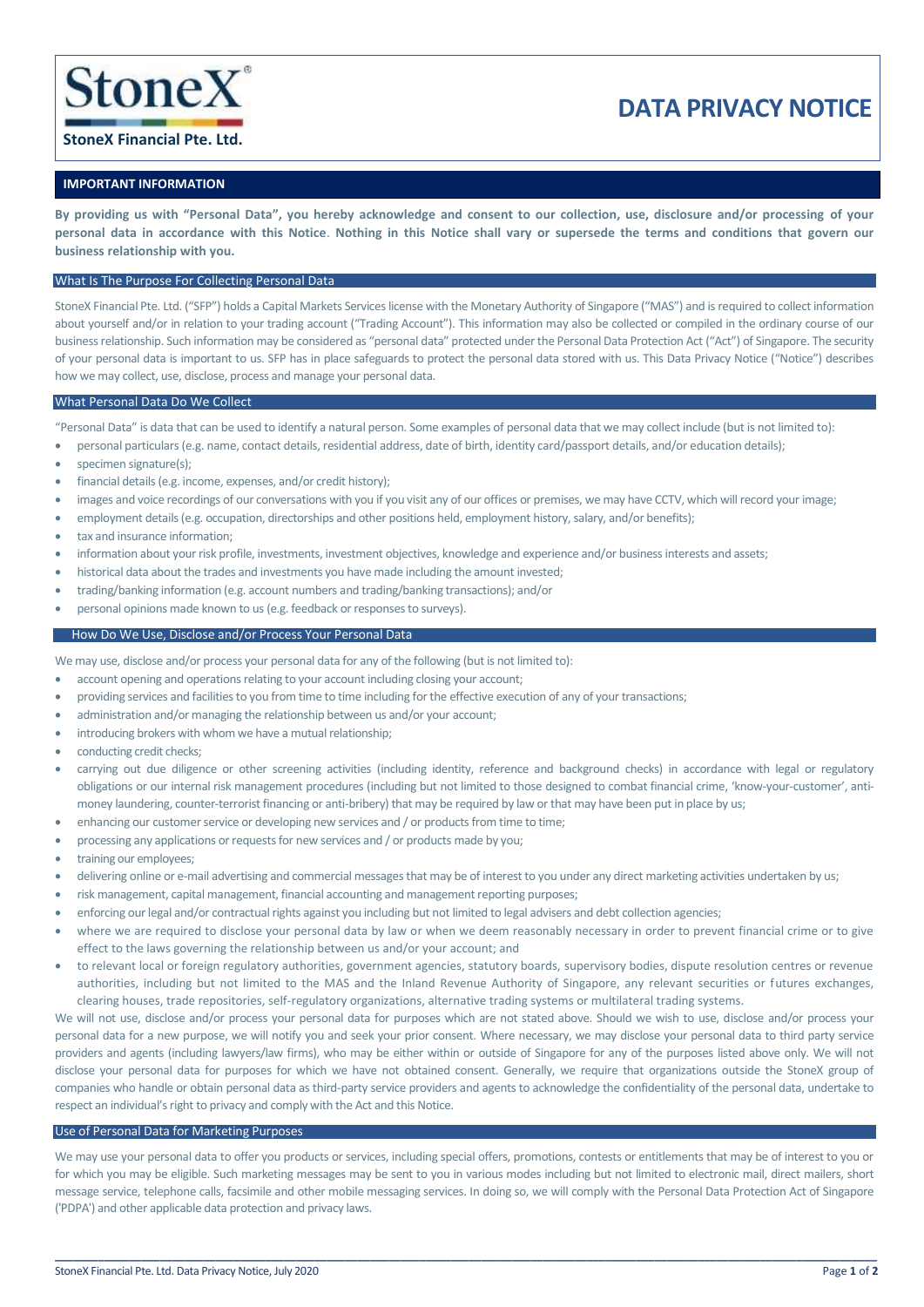StoneX®

**StoneX Financial Pte. Ltd.**

# DATA PRIVACY NOTICE

## IMPORTANT INFORMATION

**By providing us with "Personal Data", you hereby acknowledge and consent to our collection, use, disclosure and/or processing of your personal data in accordance with this Notice. Nothing in this Notice shall vary or supersede the terms and conditions that govern our business relationship with you.**

## What Is The Purpose For Collecting Personal Data

StoneX Financial Pte. Ltd. ("SFP") holds a Capital Markets Services license with the Monetary Authority of Singapore ("MAS") and is required to collect information about yourself and/or in relation to your trading account ("Trading Account"). This information may also be collected or compiled in the ordinary course of our business relationship. Such information may be considered as "personal data" protected under the Personal Data Protection Act ("Act") of Singapore. The security of your personal data is important to us. SFP has in place safeguards to protect the personal data stored with us. This Data Privacy Notice ("Notice") describes how we may collect, use, disclose, process and manage your personal data.

## What Personal Data Do We Collect

"Personal Data" is data that can be used to identify a natural person. Some examples of personal data that we may collect include (but is not limited to):

- personal particulars (e.g. name, contact details, residential address, date of birth, identity card/passport details, and/or education details);
- specimen signature(s);
- financial details (e.g. income, expenses, and/or credit history);
- images and voice recordings of our conversations with you if you visit any of our offices or premises, we may have CCTV, which will record your image;
- employment details (e.g. occupation, directorships and other positions held, employment history, salary, and/or benefits);
- tax and insurance information;
- information about your risk profile, investments, investment objectives, knowledge and experience and/or business interests and assets;
- historical data about the trades and investments you have made including the amount invested;
- trading/banking information (e.g. account numbers and trading/banking transactions); and/or
- personal opinions made known to us (e.g. feedback or responses to surveys).

## How Do We Use, Disclose and/or Process Your Personal Data

We may use, disclose and/or process your personal data for any of the following (but is not limited to):

- account opening and operations relating to your account including closing your account;
- providing services and facilities to you from time to time including for the effective execution of any of your transactions;
- administration and/or managing the relationship between us and/or your account;
- introducing brokers with whom we have a mutual relationship;
- conducting credit checks;
- carrying out due diligence or other screening activities (including identity, reference and background checks) in accordance with legal or regulatory obligations or our internal risk management procedures (including but not limited to those designed to combat financial crime, 'know-your-customer', anti-money laundering, counter-terrorist financing or anti-bribery) that may be required by law or that may have been put in place by us;
- enhancing our customer service or developing new services and / or products from time to time;
- processing any applications or requests for new services and / or products made by you;
- training our employees;
- delivering online or e-mail advertising and commercial messages that may be of interest to you under any direct marketing activities undertaken by us;
- risk management, capital management, financial accounting and management reporting purposes;
- enforcing our legal and/or contractual rights against you including but not limited to legal advisers and debt collection agencies;
- where we are required to disclose your personal data by law or when we deem reasonably necessary in order to prevent financial crime or to give effect to the laws governing the relationship between us and/or your account; and
- to relevant local or foreign regulatory authorities, government agencies, statutory boards, supervisory bodies, dispute resolution centres or revenue authorities, including but not limited to the MAS and the Inland Revenue Authority of Singapore, any relevant securities or futures exchanges, clearing houses, trade repositories, self-regulatory organizations, alternative trading systems or multilateral trading systems.

We will not use, disclose and/or process your personal data for purposes which are not stated above. Should we wish to use, disclose and/or process your personal data for a new purpose, we will notify you and seek your prior consent. Where necessary, we may disclose your personal data to third party service providers and agents (including lawyers/law firms), who may be either within or outside of Singapore for any of the purposes listed above only. We will not disclose your personal data for purposes for which we have not obtained consent. Generally, we require that organizations outside the StoneX group of companies who handle or obtain personal data as third-party service providers and agents to acknowledge the confidentiality of the personal data, undertake to respect an individual's right to privacy and comply with the Act and this Notice.

## Use of Personal Data for Marketing Purposes

We may use your personal data to offer you products or services, including special offers, promotions, contests or entitlements that may be of interest to you or for which you may be eligible. Such marketing messages may be sent to you in various modes including but not limited to electronic mail, direct mailers, short message service, telephone calls, facsimile and other mobile messaging services. In doing so, we will comply with the Personal Data Protection Act of Singapore ('PDPA') and other applicable data protection and privacy laws.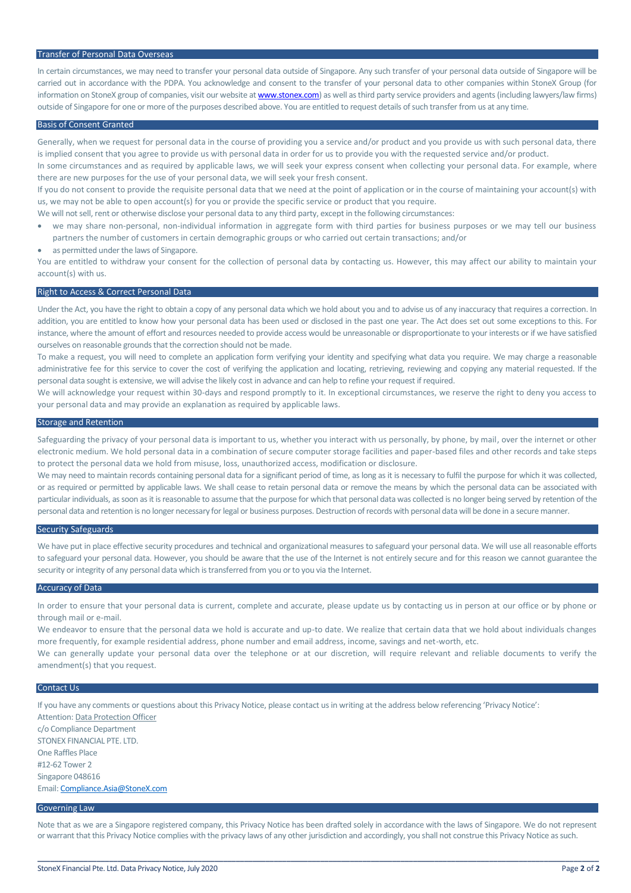## Transfer of Personal Data Overseas

In certain circumstances, we may need to transfer your personal data outside of Singapore. Any such transfer of your personal data outside of Singapore will be carried out in accordance with the PDPA. You acknowledge and consent to the transfer of your personal data to other companies within StoneX Group (for information on StoneX group of companies, visit our website at [www.stonex.com](http://www.stonex.com)) as well as third party service providers and agents (including lawyers/law firms) outside of Singapore for one or more of the purposes described above. You are entitled to request details of such transfer from us at any time.

## Basis of Consent Granted

Generally, when we request for personal data in the course of providing you a service and/or product and you provide us with such personal data, there is implied consent that you agree to provide us with personal data in order for us to provide you with the requested service and/or product.

In some circumstances and as required by applicable laws, we will seek your express consent when collecting your personal data. For example, where there are new purposes for the use of your personal data, we will seek your fresh consent.

If you do not consent to provide the requisite personal data that we need at the point of application or in the course of maintaining your account(s) with us, we may not be able to open account(s) for you or provide the specific service or product that you require.

We will not sell, rent or otherwise disclose your personal data to any third party, except in the following circumstances:

- we may share non-personal, non-individual information in aggregate form with third parties for business purposes or we may tell our business partners the number of customers in certain demographic groups or who carried out certain transactions; and/or
- as permitted under the laws of Singapore.

You are entitled to withdraw your consent for the collection of personal data by contacting us. However, this may affect our ability to maintain your account(s) with us.

## Right to Access & Correct Personal Data

Under the Act, you have the right to obtain a copy of any personal data which we hold about you and to advise us of any inaccuracy that requires a correction. In addition, you are entitled to know how your personal data has been used or disclosed in the past one year. The Act does set out some exceptions to this. For instance, where the amount of effort and resources needed to provide access would be unreasonable or disproportionate to your interests or if we have satisfied ourselves on reasonable grounds that the correction should not be made.

To make a request, you will need to complete an application form verifying your identity and specifying what data you require. We may charge a reasonable administrative fee for this service to cover the cost of verifying the application and locating, retrieving, reviewing and copying any material requested. If the personal data sought is extensive, we will advise the likely cost in advance and can help to refine your request if required.

We will acknowledge your request within 30-days and respond promptly to it. In exceptional circumstances, we reserve the right to deny you access to your personal data and may provide an explanation as required by applicable laws.

## Storage and Retention

Safeguarding the privacy of your personal data is important to us, whether you interact with us personally, by phone, by mail, over the internet or other electronic medium. We hold personal data in a combination of secure computer storage facilities and paper-based files and other records and take steps to protect the personal data we hold from misuse, loss, unauthorized access, modification or disclosure.

We may need to maintain records containing personal data for a significant period of time, as long as it is necessary to fulfil the purpose for which it was collected, or as required or permitted by applicable laws. We shall cease to retain personal data or remove the means by which the personal data can be associated with particular individuals, as soon as it is reasonable to assume that the purpose for which that personal data was collected is no longer being served by retention of the personal data and retention is no longer necessary for legal or business purposes. Destruction of records with personal data will be done in a secure manner.

## Security Safeguards

We have put in place effective security procedures and technical and organizational measures to safeguard your personal data. We will use all reasonable efforts to safeguard your personal data. However, you should be aware that the use of the Internet is not entirely secure and for this reason we cannot guarantee the security or integrity of any personal data which is transferred from you or to you via the Internet.

## Accuracy of Data

In order to ensure that your personal data is current, complete and accurate, please update us by contacting us in person at our office or by phone or through mail or e-mail.

We endeavor to ensure that the personal data we hold is accurate and up-to date. We realize that certain data that we hold about individuals changes more frequently, for example residential address, phone number and email address, income, savings and net-worth, etc.

We can generally update your personal data over the telephone or at our discretion, will require relevant and reliable documents to verify the amendment(s) that you request.

## Contact Us

If you have any comments or questions about this Privacy Notice, please contact us in writing at the address below referencing 'Privacy Notice':

Attention: Data Protection Officer
c/o Compliance Department
STONEX FINANCIAL PTE. LTD.
One Raffles Place
#12-62 Tower 2
Singapore 048616
Email: [Compliance.Asia@StoneX.com](mailto:Compliance.Asia@StoneX.com)

## Governing Law

Note that as we are a Singapore registered company, this Privacy Notice has been drafted solely in accordance with the laws of Singapore. We do not represent or warrant that this Privacy Notice complies with the privacy laws of any other jurisdiction and accordingly, you shall not construe this Privacy Notice as such.